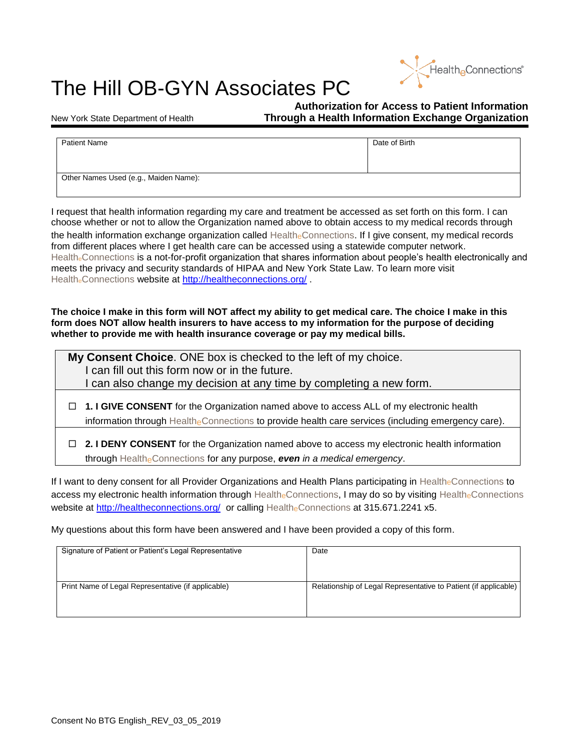# The Hill OB-GYN Associates PC

HealtheConnections®

New York State Department of Health

**Authorization for Access to Patient Information Through a Health Information Exchange Organization**

| Patient Name | Date of Birth |
|---|---|
| Other Names Used (e.g., Maiden Name): | |

I request that health information regarding my care and treatment be accessed as set forth on this form. I can choose whether or not to allow the Organization named above to obtain access to my medical records through the health information exchange organization called HealtheConnections. If I give consent, my medical records from different places where I get health care can be accessed using a statewide computer network. HealtheConnections is a not-for-profit organization that shares information about people's health electronically and meets the privacy and security standards of HIPAA and New York State Law. To learn more visit HealtheConnections website at http://healtheconnections.org/ .

**The choice I make in this form will NOT affect my ability to get medical care. The choice I make in this form does NOT allow health insurers to have access to my information for the purpose of deciding whether to provide me with health insurance coverage or pay my medical bills.**

**My Consent Choice**. ONE box is checked to the left of my choice.
I can fill out this form now or in the future.
I can also change my decision at any time by completing a new form.

☐ **1. I GIVE CONSENT** for the Organization named above to access ALL of my electronic health information through HealtheConnections to provide health care services (including emergency care).

☐ **2. I DENY CONSENT** for the Organization named above to access my electronic health information through HealtheConnections for any purpose, ***even*** *in a medical emergency*.

If I want to deny consent for all Provider Organizations and Health Plans participating in HealtheConnections to access my electronic health information through HealtheConnections, I may do so by visiting HealtheConnections website at http://healtheconnections.org/ or calling HealtheConnections at 315.671.2241 x5.

My questions about this form have been answered and I have been provided a copy of this form.

| Signature of Patient or Patient's Legal Representative | Date |
|---|---|
| Print Name of Legal Representative (if applicable) | Relationship of Legal Representative to Patient (if applicable) |

Consent No BTG English_REV_03_05_2019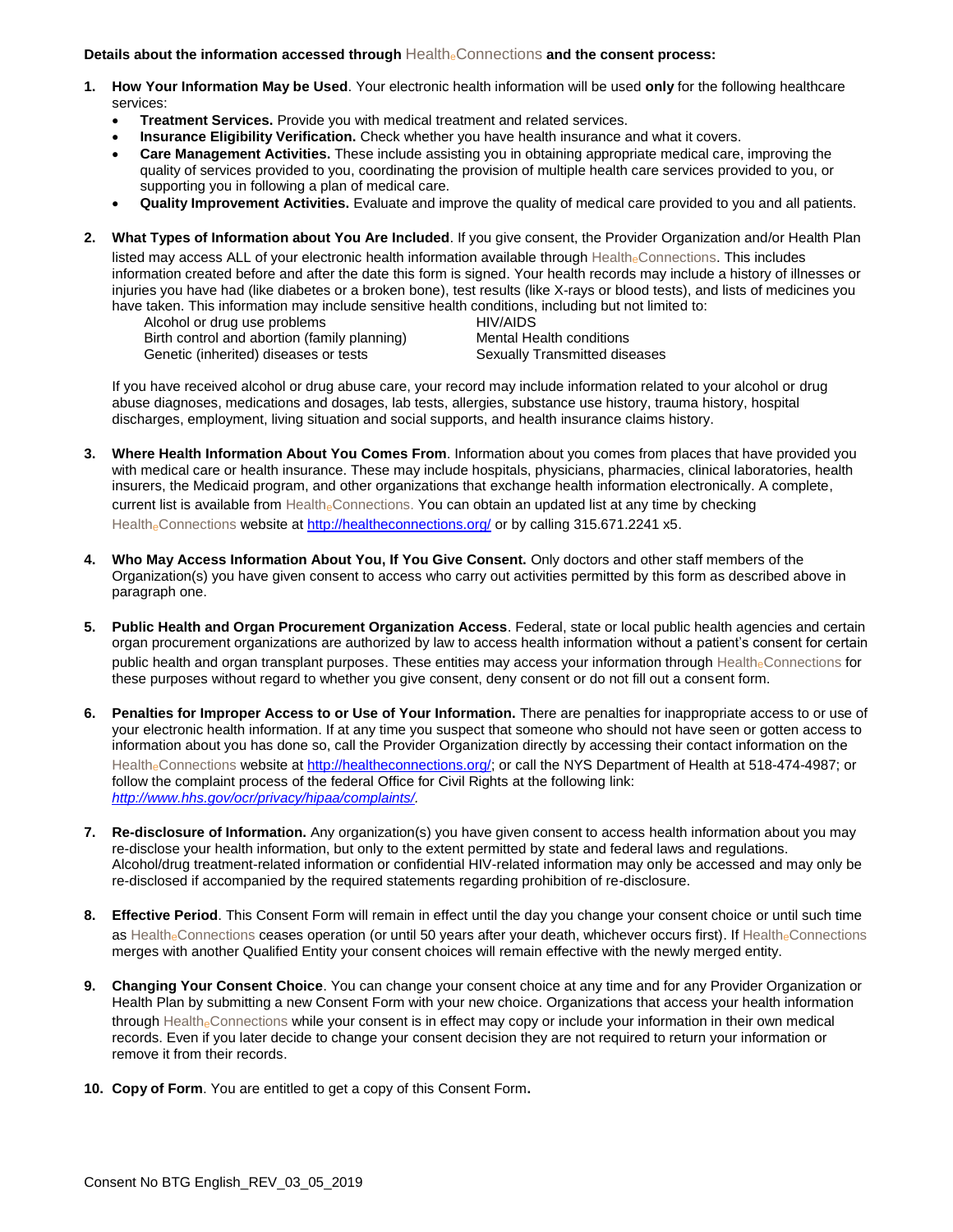**Details about the information accessed through HealtheConnections and the consent process:**

1. **How Your Information May be Used**. Your electronic health information will be used **only** for the following healthcare services:
   - **Treatment Services.** Provide you with medical treatment and related services.
   - **Insurance Eligibility Verification.** Check whether you have health insurance and what it covers.
   - **Care Management Activities.** These include assisting you in obtaining appropriate medical care, improving the quality of services provided to you, coordinating the provision of multiple health care services provided to you, or supporting you in following a plan of medical care.
   - **Quality Improvement Activities.** Evaluate and improve the quality of medical care provided to you and all patients.

2. **What Types of Information about You Are Included**. If you give consent, the Provider Organization and/or Health Plan listed may access ALL of your electronic health information available through HealtheConnections. This includes information created before and after the date this form is signed. Your health records may include a history of illnesses or injuries you have had (like diabetes or a broken bone), test results (like X-rays or blood tests), and lists of medicines you have taken. This information may include sensitive health conditions, including but not limited to:

   | | |
   |---|---|
   | Alcohol or drug use problems | HIV/AIDS |
   | Birth control and abortion (family planning) | Mental Health conditions |
   | Genetic (inherited) diseases or tests | Sexually Transmitted diseases |

   If you have received alcohol or drug abuse care, your record may include information related to your alcohol or drug abuse diagnoses, medications and dosages, lab tests, allergies, substance use history, trauma history, hospital discharges, employment, living situation and social supports, and health insurance claims history.

3. **Where Health Information About You Comes From**. Information about you comes from places that have provided you with medical care or health insurance. These may include hospitals, physicians, pharmacies, clinical laboratories, health insurers, the Medicaid program, and other organizations that exchange health information electronically. A complete, current list is available from HealtheConnections. You can obtain an updated list at any time by checking HealtheConnections website at http://healtheconnections.org/ or by calling 315.671.2241 x5.

4. **Who May Access Information About You, If You Give Consent.** Only doctors and other staff members of the Organization(s) you have given consent to access who carry out activities permitted by this form as described above in paragraph one.

5. **Public Health and Organ Procurement Organization Access**. Federal, state or local public health agencies and certain organ procurement organizations are authorized by law to access health information without a patient's consent for certain public health and organ transplant purposes. These entities may access your information through HealtheConnections for these purposes without regard to whether you give consent, deny consent or do not fill out a consent form.

6. **Penalties for Improper Access to or Use of Your Information.** There are penalties for inappropriate access to or use of your electronic health information. If at any time you suspect that someone who should not have seen or gotten access to information about you has done so, call the Provider Organization directly by accessing their contact information on the HealtheConnections website at http://healtheconnections.org/; or call the NYS Department of Health at 518-474-4987; or follow the complaint process of the federal Office for Civil Rights at the following link: *http://www.hhs.gov/ocr/privacy/hipaa/complaints/*.

7. **Re-disclosure of Information.** Any organization(s) you have given consent to access health information about you may re-disclose your health information, but only to the extent permitted by state and federal laws and regulations. Alcohol/drug treatment-related information or confidential HIV-related information may only be accessed and may only be re-disclosed if accompanied by the required statements regarding prohibition of re-disclosure.

8. **Effective Period**. This Consent Form will remain in effect until the day you change your consent choice or until such time as HealtheConnections ceases operation (or until 50 years after your death, whichever occurs first). If HealtheConnections merges with another Qualified Entity your consent choices will remain effective with the newly merged entity.

9. **Changing Your Consent Choice**. You can change your consent choice at any time and for any Provider Organization or Health Plan by submitting a new Consent Form with your new choice. Organizations that access your health information through HealtheConnections while your consent is in effect may copy or include your information in their own medical records. Even if you later decide to change your consent decision they are not required to return your information or remove it from their records.

10. **Copy of Form**. You are entitled to get a copy of this Consent Form**.**

Consent No BTG English_REV_03_05_2019